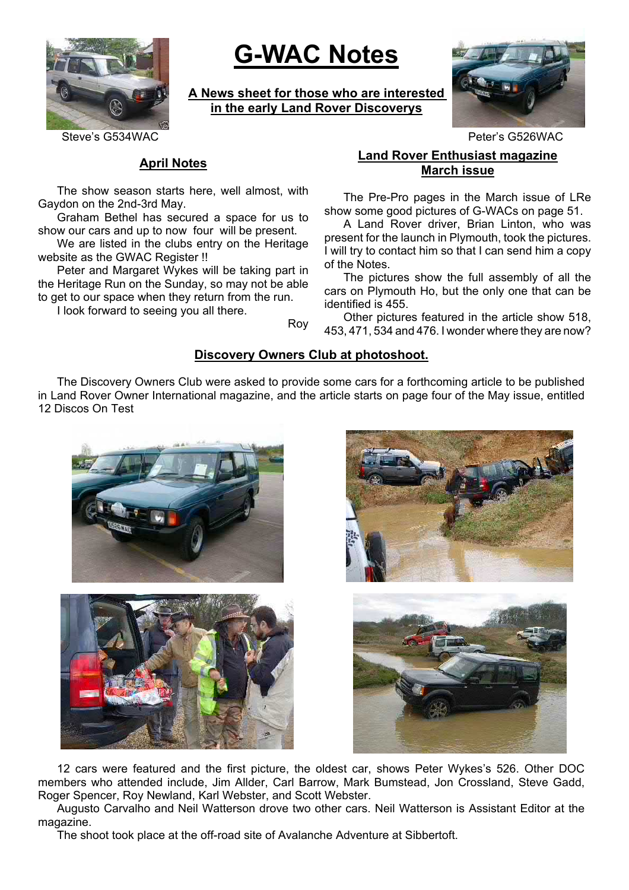# G-WAC Notes

**A News sheet for those who are interested in the early Land Rover Discoverys**

Steve's G534WAC

Peter's G526WAC

## April Notes

The show season starts here, well almost, with Gaydon on the 2nd-3rd May.

Graham Bethel has secured a space for us to show our cars and up to now four will be present.

We are listed in the clubs entry on the Heritage website as the GWAC Register !!

Peter and Margaret Wykes will be taking part in the Heritage Run on the Sunday, so may not be able to get to our space when they return from the run.

I look forward to seeing you all there.

Roy

## Land Rover Enthusiast magazine March issue

The Pre-Pro pages in the March issue of LRe show some good pictures of G-WACs on page 51.

A Land Rover driver, Brian Linton, who was present for the launch in Plymouth, took the pictures. I will try to contact him so that I can send him a copy of the Notes.

The pictures show the full assembly of all the cars on Plymouth Ho, but the only one that can be identified is 455.

Other pictures featured in the article show 518, 453, 471, 534 and 476. I wonder where they are now?

## Discovery Owners Club at photoshoot.

The Discovery Owners Club were asked to provide some cars for a forthcoming article to be published in Land Rover Owner International magazine, and the article starts on page four of the May issue, entitled 12 Discos On Test

12 cars were featured and the first picture, the oldest car, shows Peter Wykes's 526. Other DOC members who attended include, Jim Allder, Carl Barrow, Mark Bumstead, Jon Crossland, Steve Gadd, Roger Spencer, Roy Newland, Karl Webster, and Scott Webster.

Augusto Carvalho and Neil Watterson drove two other cars. Neil Watterson is Assistant Editor at the magazine.

The shoot took place at the off-road site of Avalanche Adventure at Sibbertoft.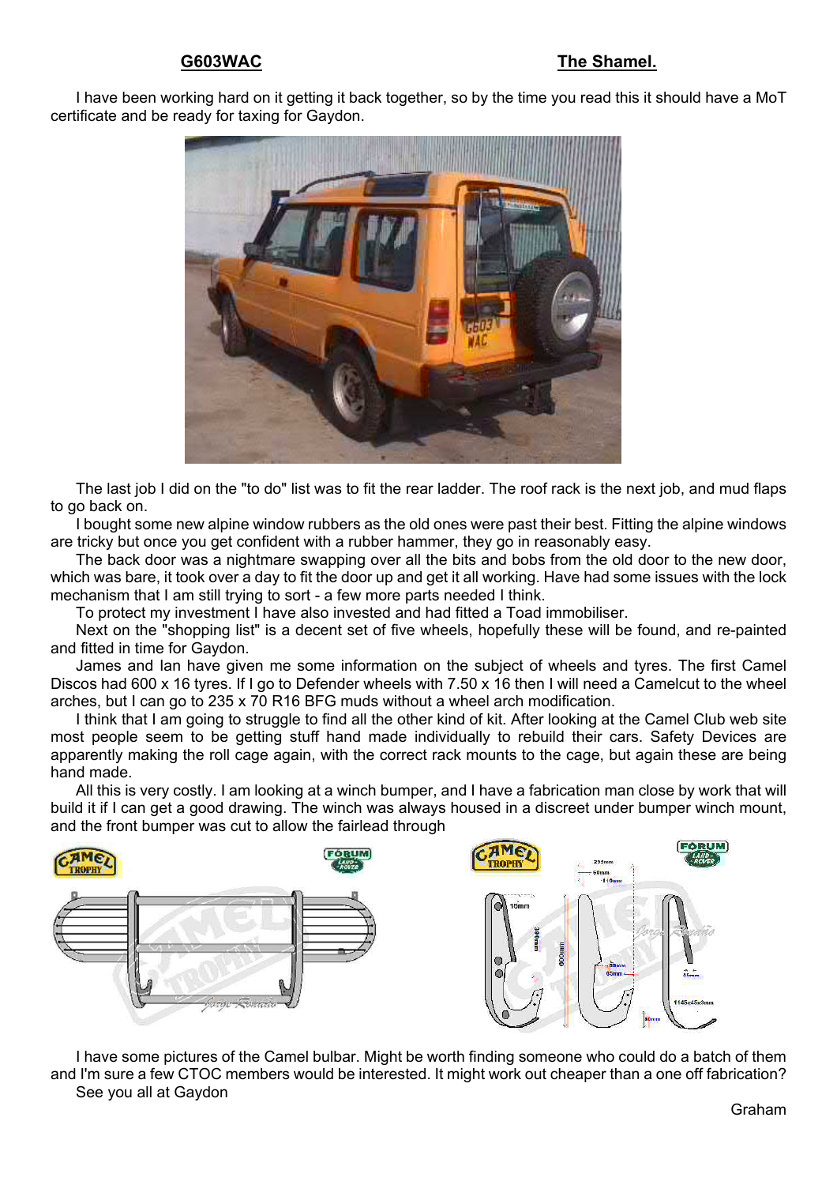**G603WAC** **The Shamel.**

I have been working hard on it getting it back together, so by the time you read this it should have a MoT certificate and be ready for taxing for Gaydon.

The last job I did on the "to do" list was to fit the rear ladder. The roof rack is the next job, and mud flaps to go back on.

I bought some new alpine window rubbers as the old ones were past their best. Fitting the alpine windows are tricky but once you get confident with a rubber hammer, they go in reasonably easy.

The back door was a nightmare swapping over all the bits and bobs from the old door to the new door, which was bare, it took over a day to fit the door up and get it all working. Have had some issues with the lock mechanism that I am still trying to sort - a few more parts needed I think.

To protect my investment I have also invested and had fitted a Toad immobiliser.

Next on the "shopping list" is a decent set of five wheels, hopefully these will be found, and re-painted and fitted in time for Gaydon.

James and Ian have given me some information on the subject of wheels and tyres. The first Camel Discos had 600 x 16 tyres. If I go to Defender wheels with 7.50 x 16 then I will need a Camelcut to the wheel arches, but I can go to 235 x 70 R16 BFG muds without a wheel arch modification.

I think that I am going to struggle to find all the other kind of kit. After looking at the Camel Club web site most people seem to be getting stuff hand made individually to rebuild their cars. Safety Devices are apparently making the roll cage again, with the correct rack mounts to the cage, but again these are being hand made.

All this is very costly. I am looking at a winch bumper, and I have a fabrication man close by work that will build it if I can get a good drawing. The winch was always housed in a discreet under bumper winch mount, and the front bumper was cut to allow the fairlead through

I have some pictures of the Camel bulbar. Might be worth finding someone who could do a batch of them and I'm sure a few CTOC members would be interested. It might work out cheaper than a one off fabrication?

See you all at Gaydon

Graham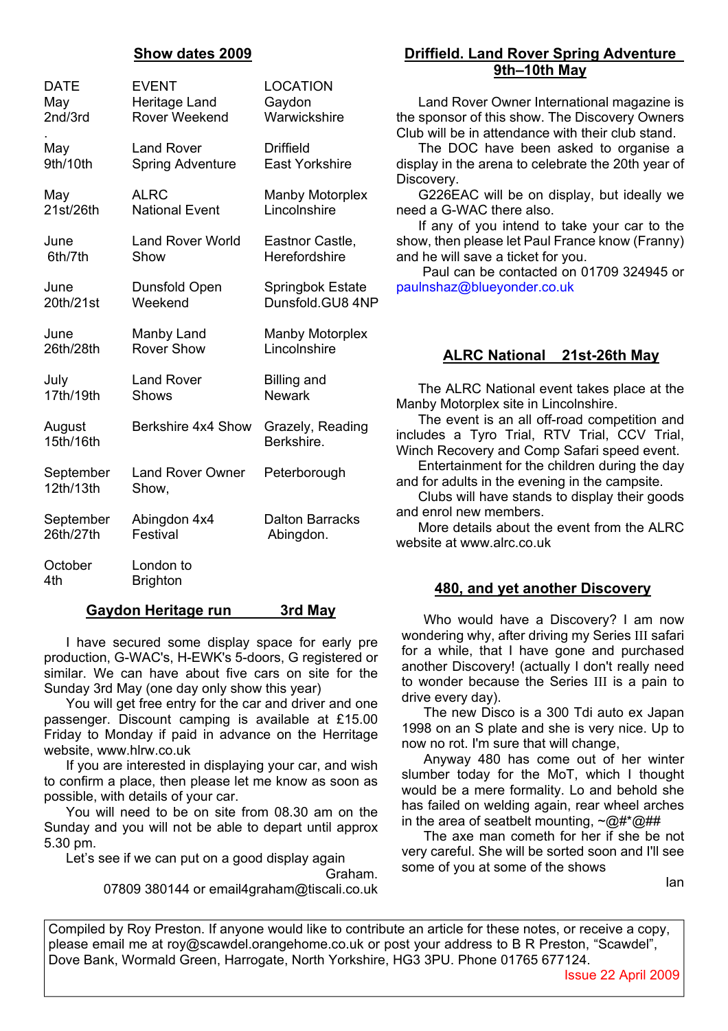## Show dates 2009

| DATE | EVENT | LOCATION |
|---|---|---|
| May 2nd/3rd | Heritage Land Rover Weekend | Gaydon Warwickshire |
| May 9th/10th | Land Rover Spring Adventure | Driffield East Yorkshire |
| May 21st/26th | ALRC National Event | Manby Motorplex Lincolnshire |
| June 6th/7th | Land Rover World Show | Eastnor Castle, Herefordshire |
| June 20th/21st | Dunsfold Open Weekend | Springbok Estate Dunsfold.GU8 4NP |
| June 26th/28th | Manby Land Rover Show | Manby Motorplex Lincolnshire |
| July 17th/19th | Land Rover Shows | Billing and Newark |
| August 15th/16th | Berkshire 4x4 Show | Grazely, Reading Berkshire. |
| September 12th/13th | Land Rover Owner Show, | Peterborough |
| September 26th/27th | Abingdon 4x4 Festival | Dalton Barracks Abingdon. |
| October 4th | London to Brighton | |

## Gaydon Heritage run 3rd May

I have secured some display space for early pre production, G-WAC's, H-EWK's 5-doors, G registered or similar. We can have about five cars on site for the Sunday 3rd May (one day only show this year)

You will get free entry for the car and driver and one passenger. Discount camping is available at £15.00 Friday to Monday if paid in advance on the Herritage website, www.hlrw.co.uk

If you are interested in displaying your car, and wish to confirm a place, then please let me know as soon as possible, with details of your car.

You will need to be on site from 08.30 am on the Sunday and you will not be able to depart until approx 5.30 pm.

Let's see if we can put on a good display again

Graham.

07809 380144 or email4graham@tiscali.co.uk

## Driffield. Land Rover Spring Adventure 9th–10th May

Land Rover Owner International magazine is the sponsor of this show. The Discovery Owners Club will be in attendance with their club stand.

The DOC have been asked to organise a display in the arena to celebrate the 20th year of Discovery.

G226EAC will be on display, but ideally we need a G-WAC there also.

If any of you intend to take your car to the show, then please let Paul France know (Franny) and he will save a ticket for you.

Paul can be contacted on 01709 324945 or paulnshaz@blueyonder.co.uk

## ALRC National 21st-26th May

The ALRC National event takes place at the Manby Motorplex site in Lincolnshire.

The event is an all off-road competition and includes a Tyro Trial, RTV Trial, CCV Trial, Winch Recovery and Comp Safari speed event.

Entertainment for the children during the day and for adults in the evening in the campsite.

Clubs will have stands to display their goods and enrol new members.

More details about the event from the ALRC website at www.alrc.co.uk

## 480, and yet another Discovery

Who would have a Discovery? I am now wondering why, after driving my Series III safari for a while, that I have gone and purchased another Discovery! (actually I don't really need to wonder because the Series III is a pain to drive every day).

The new Disco is a 300 Tdi auto ex Japan 1998 on an S plate and she is very nice. Up to now no rot. I'm sure that will change,

Anyway 480 has come out of her winter slumber today for the MoT, which I thought would be a mere formality. Lo and behold she has failed on welding again, rear wheel arches in the area of seatbelt mounting, ~@#*@##

The axe man cometh for her if she be not very careful. She will be sorted soon and I'll see some of you at some of the shows

Ian

---

Compiled by Roy Preston. If anyone would like to contribute an article for these notes, or receive a copy, please email me at roy@scawdel.orangehome.co.uk or post your address to B R Preston, "Scawdel", Dove Bank, Wormald Green, Harrogate, North Yorkshire, HG3 3PU. Phone 01765 677124.

Issue 22 April 2009